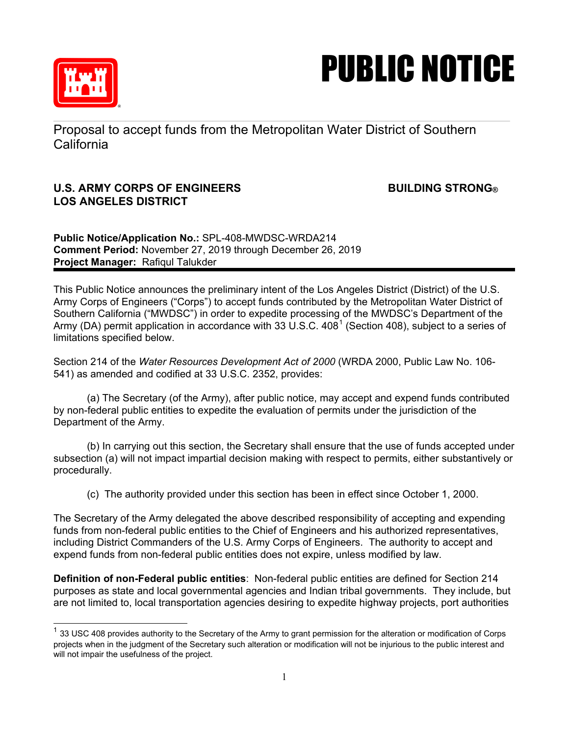# PUBLIC NOTICE

Proposal to accept funds from the Metropolitan Water District of Southern California

**U.S. ARMY CORPS OF ENGINEERS** **BUILDING STRONG®**
**LOS ANGELES DISTRICT**

**Public Notice/Application No.:** SPL-408-MWDSC-WRDA214
**Comment Period:** November 27, 2019 through December 26, 2019
**Project Manager:** Rafiqul Talukder

---

This Public Notice announces the preliminary intent of the Los Angeles District (District) of the U.S. Army Corps of Engineers ("Corps") to accept funds contributed by the Metropolitan Water District of Southern California ("MWDSC") in order to expedite processing of the MWDSC's Department of the Army (DA) permit application in accordance with 33 U.S.C. 408[1] (Section 408), subject to a series of limitations specified below.

Section 214 of the *Water Resources Development Act of 2000* (WRDA 2000, Public Law No. 106-541) as amended and codified at 33 U.S.C. 2352, provides:

(a) The Secretary (of the Army), after public notice, may accept and expend funds contributed by non-federal public entities to expedite the evaluation of permits under the jurisdiction of the Department of the Army.

(b) In carrying out this section, the Secretary shall ensure that the use of funds accepted under subsection (a) will not impact impartial decision making with respect to permits, either substantively or procedurally.

(c) The authority provided under this section has been in effect since October 1, 2000.

The Secretary of the Army delegated the above described responsibility of accepting and expending funds from non-federal public entities to the Chief of Engineers and his authorized representatives, including District Commanders of the U.S. Army Corps of Engineers. The authority to accept and expend funds from non-federal public entities does not expire, unless modified by law.

**Definition of non-Federal public entities**: Non-federal public entities are defined for Section 214 purposes as state and local governmental agencies and Indian tribal governments. They include, but are not limited to, local transportation agencies desiring to expedite highway projects, port authorities

---

[1] 33 USC 408 provides authority to the Secretary of the Army to grant permission for the alteration or modification of Corps projects when in the judgment of the Secretary such alteration or modification will not be injurious to the public interest and will not impair the usefulness of the project.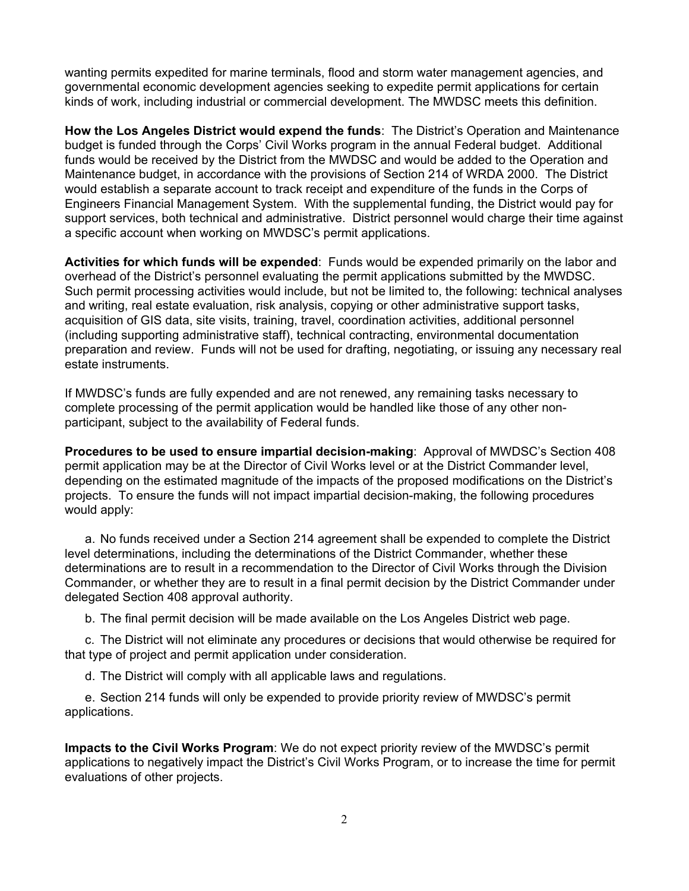wanting permits expedited for marine terminals, flood and storm water management agencies, and governmental economic development agencies seeking to expedite permit applications for certain kinds of work, including industrial or commercial development. The MWDSC meets this definition.

**How the Los Angeles District would expend the funds**: The District's Operation and Maintenance budget is funded through the Corps' Civil Works program in the annual Federal budget. Additional funds would be received by the District from the MWDSC and would be added to the Operation and Maintenance budget, in accordance with the provisions of Section 214 of WRDA 2000. The District would establish a separate account to track receipt and expenditure of the funds in the Corps of Engineers Financial Management System. With the supplemental funding, the District would pay for support services, both technical and administrative. District personnel would charge their time against a specific account when working on MWDSC's permit applications.

**Activities for which funds will be expended**: Funds would be expended primarily on the labor and overhead of the District's personnel evaluating the permit applications submitted by the MWDSC. Such permit processing activities would include, but not be limited to, the following: technical analyses and writing, real estate evaluation, risk analysis, copying or other administrative support tasks, acquisition of GIS data, site visits, training, travel, coordination activities, additional personnel (including supporting administrative staff), technical contracting, environmental documentation preparation and review. Funds will not be used for drafting, negotiating, or issuing any necessary real estate instruments.

If MWDSC's funds are fully expended and are not renewed, any remaining tasks necessary to complete processing of the permit application would be handled like those of any other non-participant, subject to the availability of Federal funds.

**Procedures to be used to ensure impartial decision-making**: Approval of MWDSC's Section 408 permit application may be at the Director of Civil Works level or at the District Commander level, depending on the estimated magnitude of the impacts of the proposed modifications on the District's projects. To ensure the funds will not impact impartial decision-making, the following procedures would apply:

a. No funds received under a Section 214 agreement shall be expended to complete the District level determinations, including the determinations of the District Commander, whether these determinations are to result in a recommendation to the Director of Civil Works through the Division Commander, or whether they are to result in a final permit decision by the District Commander under delegated Section 408 approval authority.

b. The final permit decision will be made available on the Los Angeles District web page.

c. The District will not eliminate any procedures or decisions that would otherwise be required for that type of project and permit application under consideration.

d. The District will comply with all applicable laws and regulations.

e. Section 214 funds will only be expended to provide priority review of MWDSC's permit applications.

**Impacts to the Civil Works Program**: We do not expect priority review of the MWDSC's permit applications to negatively impact the District's Civil Works Program, or to increase the time for permit evaluations of other projects.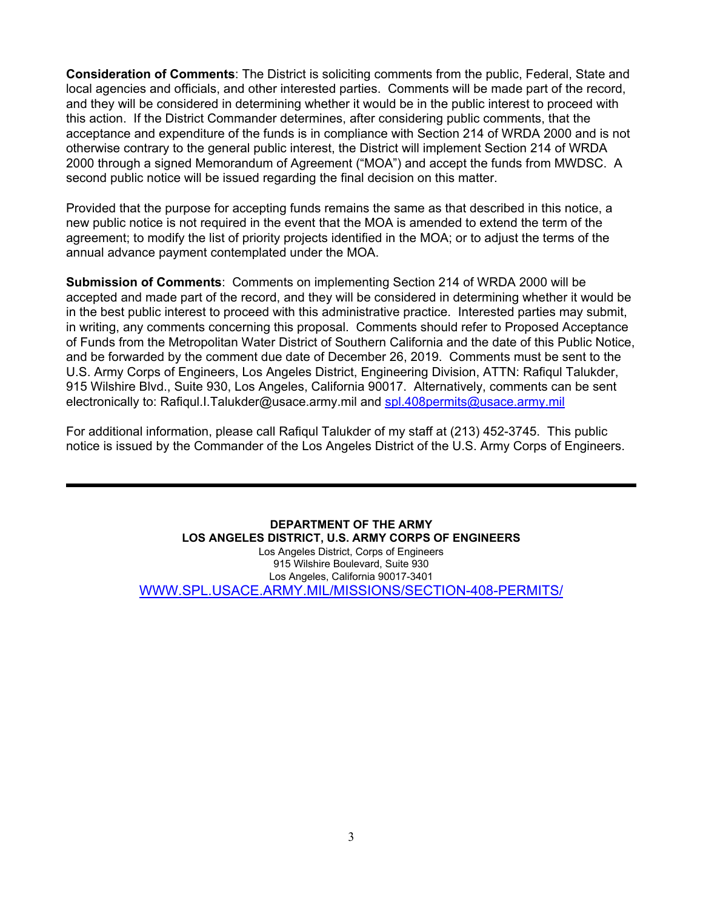**Consideration of Comments**: The District is soliciting comments from the public, Federal, State and local agencies and officials, and other interested parties. Comments will be made part of the record, and they will be considered in determining whether it would be in the public interest to proceed with this action. If the District Commander determines, after considering public comments, that the acceptance and expenditure of the funds is in compliance with Section 214 of WRDA 2000 and is not otherwise contrary to the general public interest, the District will implement Section 214 of WRDA 2000 through a signed Memorandum of Agreement ("MOA") and accept the funds from MWDSC. A second public notice will be issued regarding the final decision on this matter.

Provided that the purpose for accepting funds remains the same as that described in this notice, a new public notice is not required in the event that the MOA is amended to extend the term of the agreement; to modify the list of priority projects identified in the MOA; or to adjust the terms of the annual advance payment contemplated under the MOA.

**Submission of Comments**: Comments on implementing Section 214 of WRDA 2000 will be accepted and made part of the record, and they will be considered in determining whether it would be in the best public interest to proceed with this administrative practice. Interested parties may submit, in writing, any comments concerning this proposal. Comments should refer to Proposed Acceptance of Funds from the Metropolitan Water District of Southern California and the date of this Public Notice, and be forwarded by the comment due date of December 26, 2019. Comments must be sent to the U.S. Army Corps of Engineers, Los Angeles District, Engineering Division, ATTN: Rafiqul Talukder, 915 Wilshire Blvd., Suite 930, Los Angeles, California 90017. Alternatively, comments can be sent electronically to: Rafiqul.I.Talukder@usace.army.mil and spl.408permits@usace.army.mil

For additional information, please call Rafiqul Talukder of my staff at (213) 452-3745. This public notice is issued by the Commander of the Los Angeles District of the U.S. Army Corps of Engineers.

---

**DEPARTMENT OF THE ARMY**
**LOS ANGELES DISTRICT, U.S. ARMY CORPS OF ENGINEERS**
Los Angeles District, Corps of Engineers
915 Wilshire Boulevard, Suite 930
Los Angeles, California 90017-3401
WWW.SPL.USACE.ARMY.MIL/MISSIONS/SECTION-408-PERMITS/